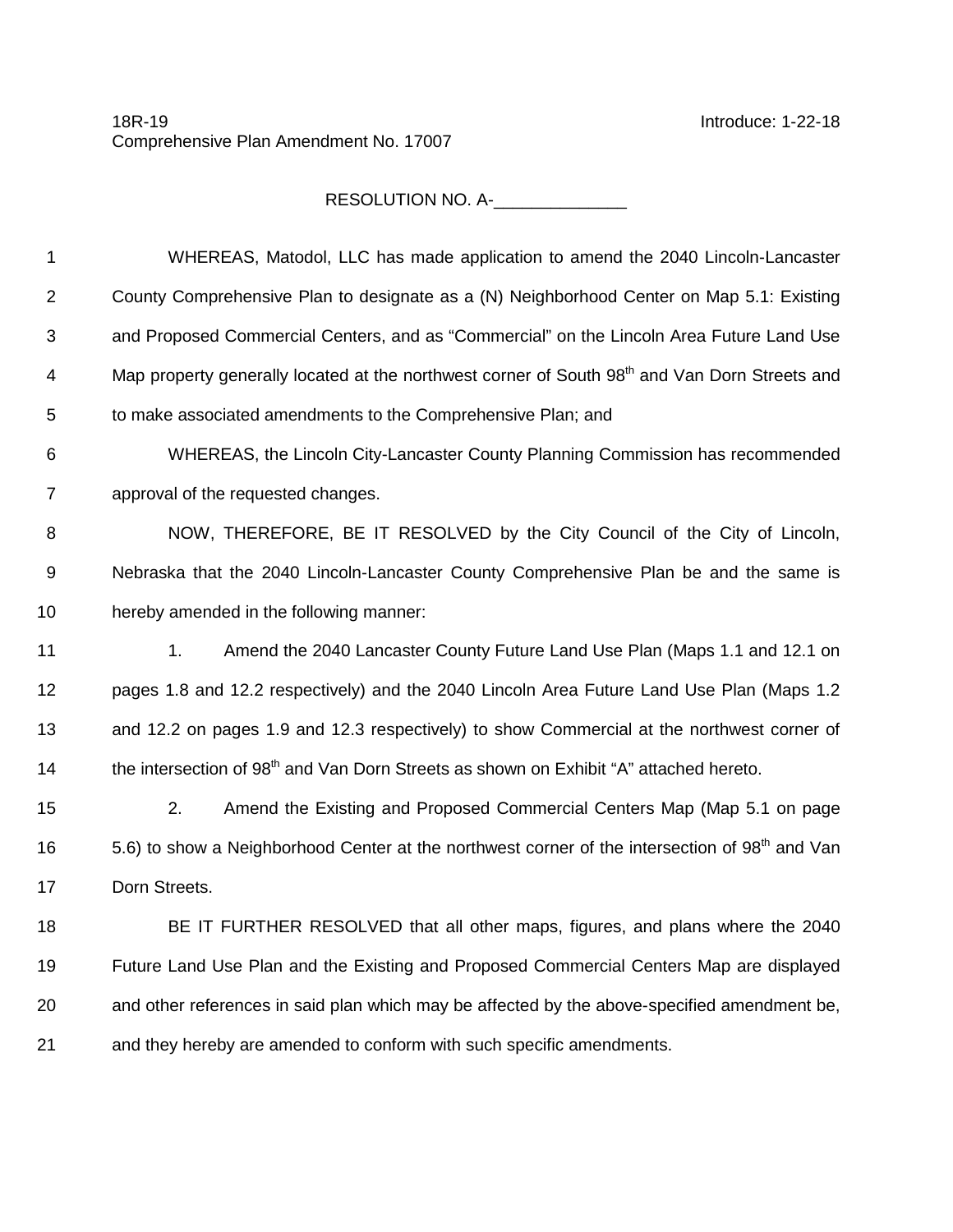18R-19 Introduce: 1-22-18
Comprehensive Plan Amendment No. 17007

RESOLUTION NO. A-______________

WHEREAS, Matodol, LLC has made application to amend the 2040 Lincoln-Lancaster County Comprehensive Plan to designate as a (N) Neighborhood Center on Map 5.1: Existing and Proposed Commercial Centers, and as "Commercial" on the Lincoln Area Future Land Use Map property generally located at the northwest corner of South 98th and Van Dorn Streets and to make associated amendments to the Comprehensive Plan; and

WHEREAS, the Lincoln City-Lancaster County Planning Commission has recommended approval of the requested changes.

NOW, THEREFORE, BE IT RESOLVED by the City Council of the City of Lincoln, Nebraska that the 2040 Lincoln-Lancaster County Comprehensive Plan be and the same is hereby amended in the following manner:

1. Amend the 2040 Lancaster County Future Land Use Plan (Maps 1.1 and 12.1 on pages 1.8 and 12.2 respectively) and the 2040 Lincoln Area Future Land Use Plan (Maps 1.2 and 12.2 on pages 1.9 and 12.3 respectively) to show Commercial at the northwest corner of the intersection of 98th and Van Dorn Streets as shown on Exhibit "A" attached hereto.

2. Amend the Existing and Proposed Commercial Centers Map (Map 5.1 on page 5.6) to show a Neighborhood Center at the northwest corner of the intersection of 98th and Van Dorn Streets.

BE IT FURTHER RESOLVED that all other maps, figures, and plans where the 2040 Future Land Use Plan and the Existing and Proposed Commercial Centers Map are displayed and other references in said plan which may be affected by the above-specified amendment be, and they hereby are amended to conform with such specific amendments.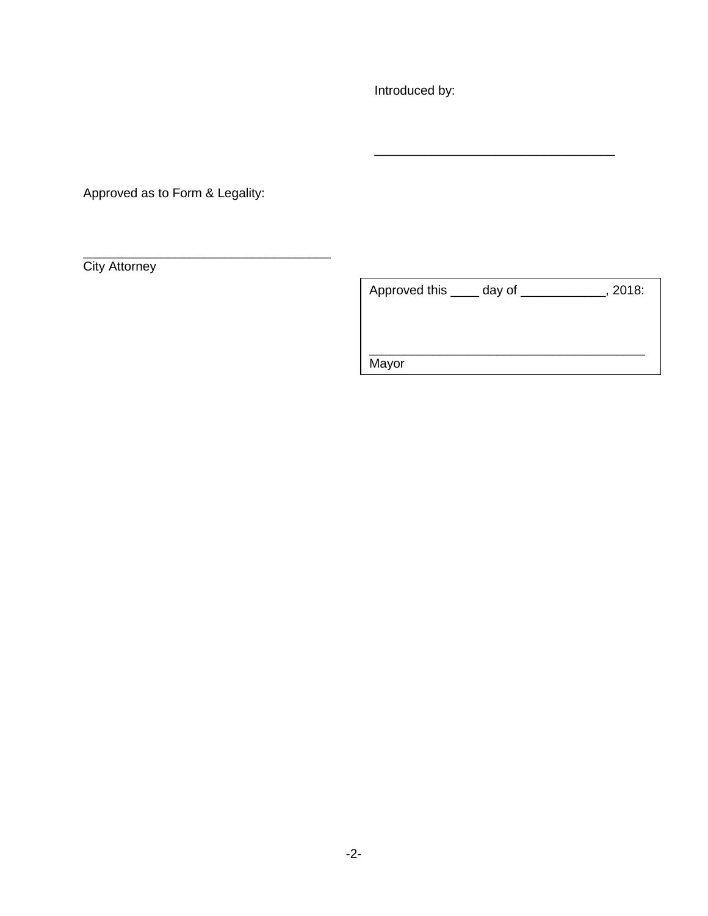Introduced by:

\_\_\_\_\_\_\_\_\_\_\_\_\_\_\_\_\_\_\_\_\_\_\_\_\_\_\_\_\_\_\_\_\_\_

Approved as to Form & Legality:

\_\_\_\_\_\_\_\_\_\_\_\_\_\_\_\_\_\_\_\_\_\_\_\_\_\_\_\_\_\_\_\_\_\_\_
City Attorney

Approved this \_\_\_\_ day of \_\_\_\_\_\_\_\_\_\_\_\_, 2018:

\_\_\_\_\_\_\_\_\_\_\_\_\_\_\_\_\_\_\_\_\_\_\_\_\_\_\_\_\_\_\_\_\_\_\_\_\_\_\_
Mayor